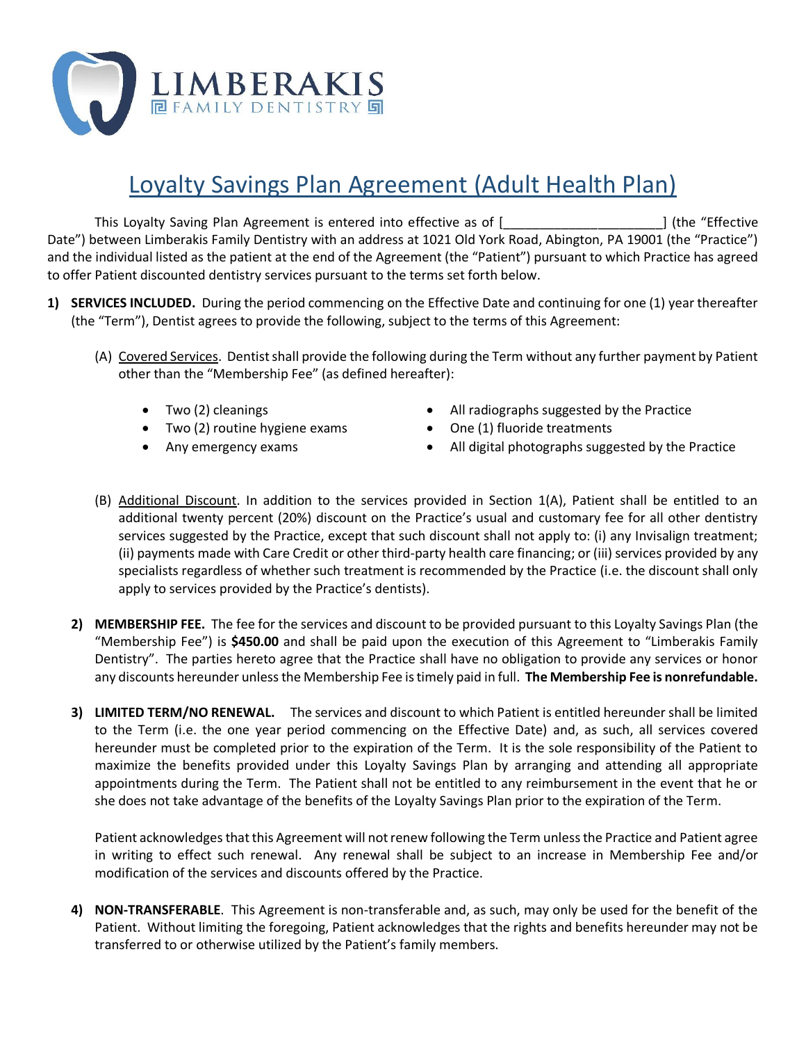LIMBERAKIS
FAMILY DENTISTRY

# Loyalty Savings Plan Agreement (Adult Health Plan)

This Loyalty Saving Plan Agreement is entered into effective as of [_____________________] (the "Effective Date") between Limberakis Family Dentistry with an address at 1021 Old York Road, Abington, PA 19001 (the "Practice") and the individual listed as the patient at the end of the Agreement (the "Patient") pursuant to which Practice has agreed to offer Patient discounted dentistry services pursuant to the terms set forth below.

1) **SERVICES INCLUDED.** During the period commencing on the Effective Date and continuing for one (1) year thereafter (the "Term"), Dentist agrees to provide the following, subject to the terms of this Agreement:

   (A) Covered Services. Dentist shall provide the following during the Term without any further payment by Patient other than the "Membership Fee" (as defined hereafter):

   - Two (2) cleanings
   - Two (2) routine hygiene exams
   - Any emergency exams
   - All radiographs suggested by the Practice
   - One (1) fluoride treatments
   - All digital photographs suggested by the Practice

   (B) Additional Discount. In addition to the services provided in Section 1(A), Patient shall be entitled to an additional twenty percent (20%) discount on the Practice's usual and customary fee for all other dentistry services suggested by the Practice, except that such discount shall not apply to: (i) any Invisalign treatment; (ii) payments made with Care Credit or other third-party health care financing; or (iii) services provided by any specialists regardless of whether such treatment is recommended by the Practice (i.e. the discount shall only apply to services provided by the Practice's dentists).

2) **MEMBERSHIP FEE.** The fee for the services and discount to be provided pursuant to this Loyalty Savings Plan (the "Membership Fee") is **$450.00** and shall be paid upon the execution of this Agreement to "Limberakis Family Dentistry". The parties hereto agree that the Practice shall have no obligation to provide any services or honor any discounts hereunder unless the Membership Fee is timely paid in full. **The Membership Fee is nonrefundable.**

3) **LIMITED TERM/NO RENEWAL.** The services and discount to which Patient is entitled hereunder shall be limited to the Term (i.e. the one year period commencing on the Effective Date) and, as such, all services covered hereunder must be completed prior to the expiration of the Term. It is the sole responsibility of the Patient to maximize the benefits provided under this Loyalty Savings Plan by arranging and attending all appropriate appointments during the Term. The Patient shall not be entitled to any reimbursement in the event that he or she does not take advantage of the benefits of the Loyalty Savings Plan prior to the expiration of the Term.

   Patient acknowledges that this Agreement will not renew following the Term unless the Practice and Patient agree in writing to effect such renewal. Any renewal shall be subject to an increase in Membership Fee and/or modification of the services and discounts offered by the Practice.

4) **NON-TRANSFERABLE**. This Agreement is non-transferable and, as such, may only be used for the benefit of the Patient. Without limiting the foregoing, Patient acknowledges that the rights and benefits hereunder may not be transferred to or otherwise utilized by the Patient's family members.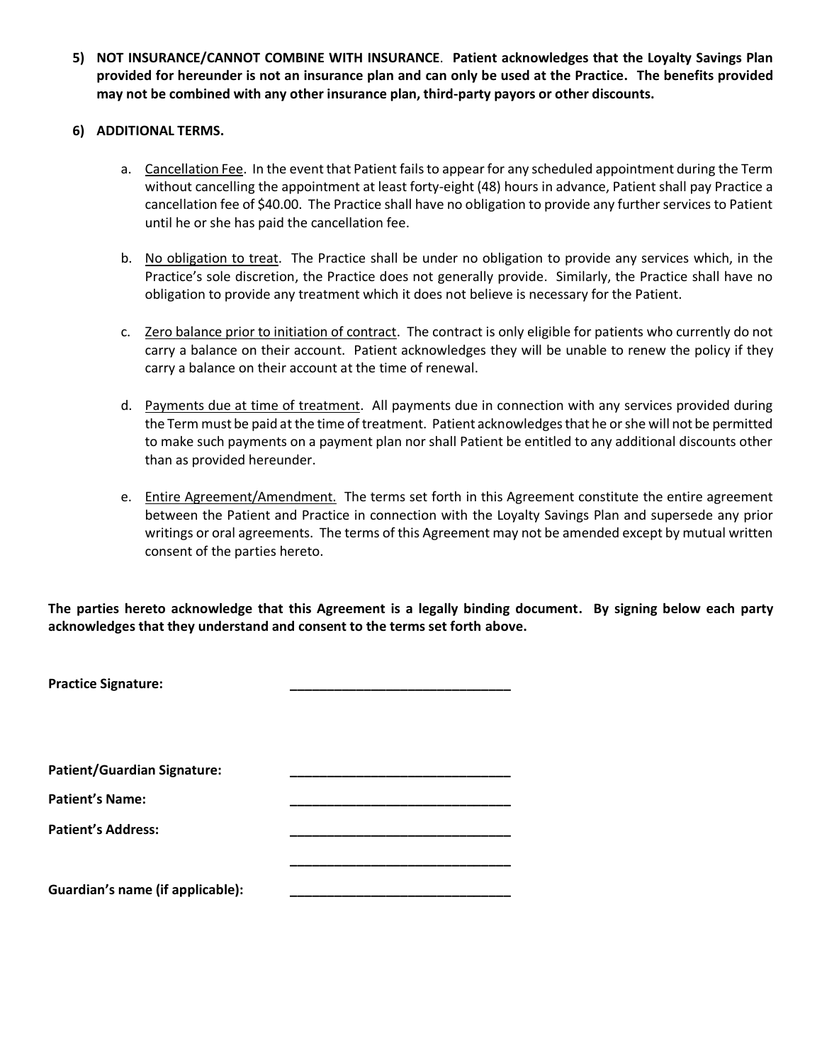5) **NOT INSURANCE/CANNOT COMBINE WITH INSURANCE**. **Patient acknowledges that the Loyalty Savings Plan provided for hereunder is not an insurance plan and can only be used at the Practice. The benefits provided may not be combined with any other insurance plan, third-party payors or other discounts.**

6) **ADDITIONAL TERMS.**

   a. <u>Cancellation Fee</u>. In the event that Patient fails to appear for any scheduled appointment during the Term without cancelling the appointment at least forty-eight (48) hours in advance, Patient shall pay Practice a cancellation fee of $40.00. The Practice shall have no obligation to provide any further services to Patient until he or she has paid the cancellation fee.

   b. <u>No obligation to treat</u>. The Practice shall be under no obligation to provide any services which, in the Practice's sole discretion, the Practice does not generally provide. Similarly, the Practice shall have no obligation to provide any treatment which it does not believe is necessary for the Patient.

   c. <u>Zero balance prior to initiation of contract</u>. The contract is only eligible for patients who currently do not carry a balance on their account. Patient acknowledges they will be unable to renew the policy if they carry a balance on their account at the time of renewal.

   d. <u>Payments due at time of treatment</u>. All payments due in connection with any services provided during the Term must be paid at the time of treatment. Patient acknowledges that he or she will not be permitted to make such payments on a payment plan nor shall Patient be entitled to any additional discounts other than as provided hereunder.

   e. <u>Entire Agreement/Amendment.</u> The terms set forth in this Agreement constitute the entire agreement between the Patient and Practice in connection with the Loyalty Savings Plan and supersede any prior writings or oral agreements. The terms of this Agreement may not be amended except by mutual written consent of the parties hereto.

**The parties hereto acknowledge that this Agreement is a legally binding document. By signing below each party acknowledges that they understand and consent to the terms set forth above.**

**Practice Signature:** ______________________________

**Patient/Guardian Signature:** ______________________________

**Patient's Name:** ______________________________

**Patient's Address:** ______________________________

______________________________

**Guardian's name (if applicable):** ______________________________